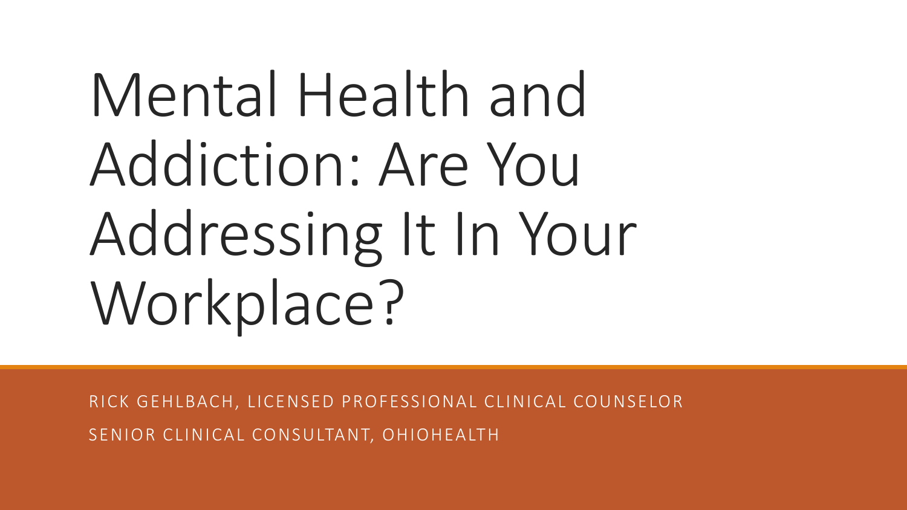# Mental Health and Addiction: Are You Addressing It In Your Workplace?

RICK GEHLBACH, LICENSED PROFESSIONAL CLINICAL COUNSELOR

SENIOR CLINICAL CONSULTANT, OHIOHEALTH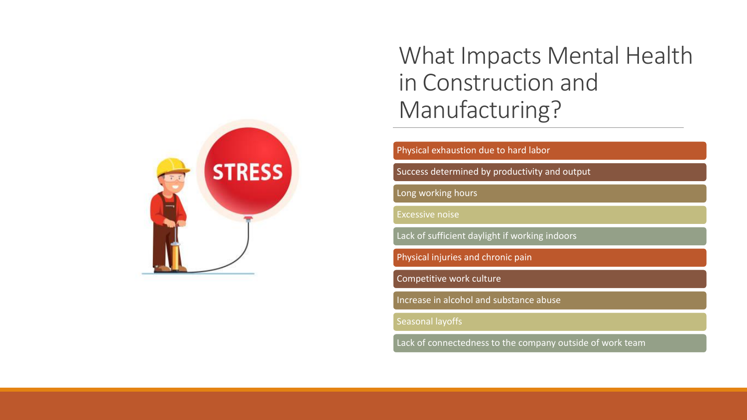# What Impacts Mental Health in Construction and Manufacturing?

- Physical exhaustion due to hard labor
- Success determined by productivity and output
- Long working hours
- Excessive noise
- Lack of sufficient daylight if working indoors
- Physical injuries and chronic pain
- Competitive work culture
- Increase in alcohol and substance abuse
- Seasonal layoffs
- Lack of connectedness to the company outside of work team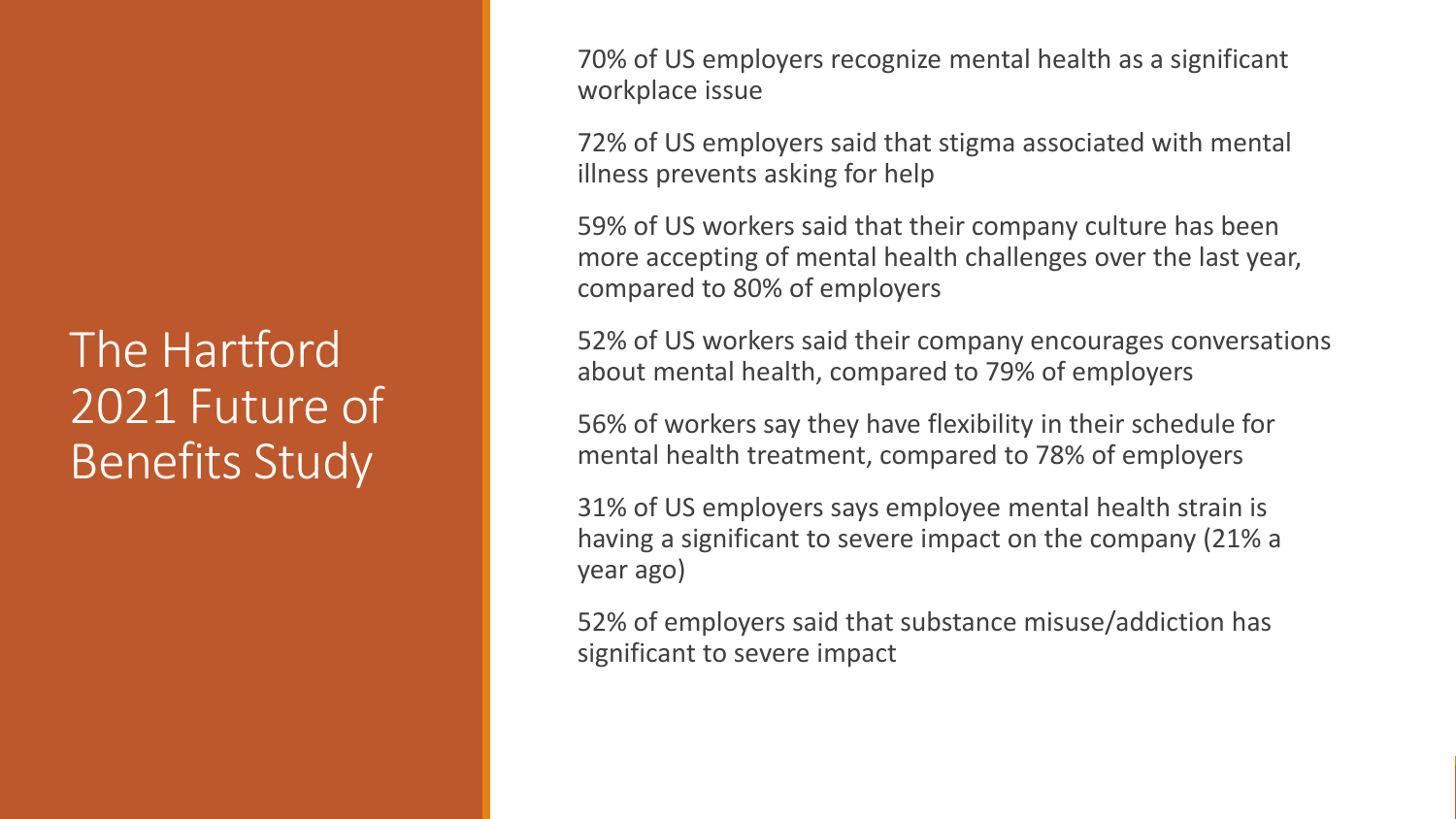# The Hartford 2021 Future of Benefits Study

70% of US employers recognize mental health as a significant workplace issue

72% of US employers said that stigma associated with mental illness prevents asking for help

59% of US workers said that their company culture has been more accepting of mental health challenges over the last year, compared to 80% of employers

52% of US workers said their company encourages conversations about mental health, compared to 79% of employers

56% of workers say they have flexibility in their schedule for mental health treatment, compared to 78% of employers

31% of US employers says employee mental health strain is having a significant to severe impact on the company (21% a year ago)

52% of employers said that substance misuse/addiction has significant to severe impact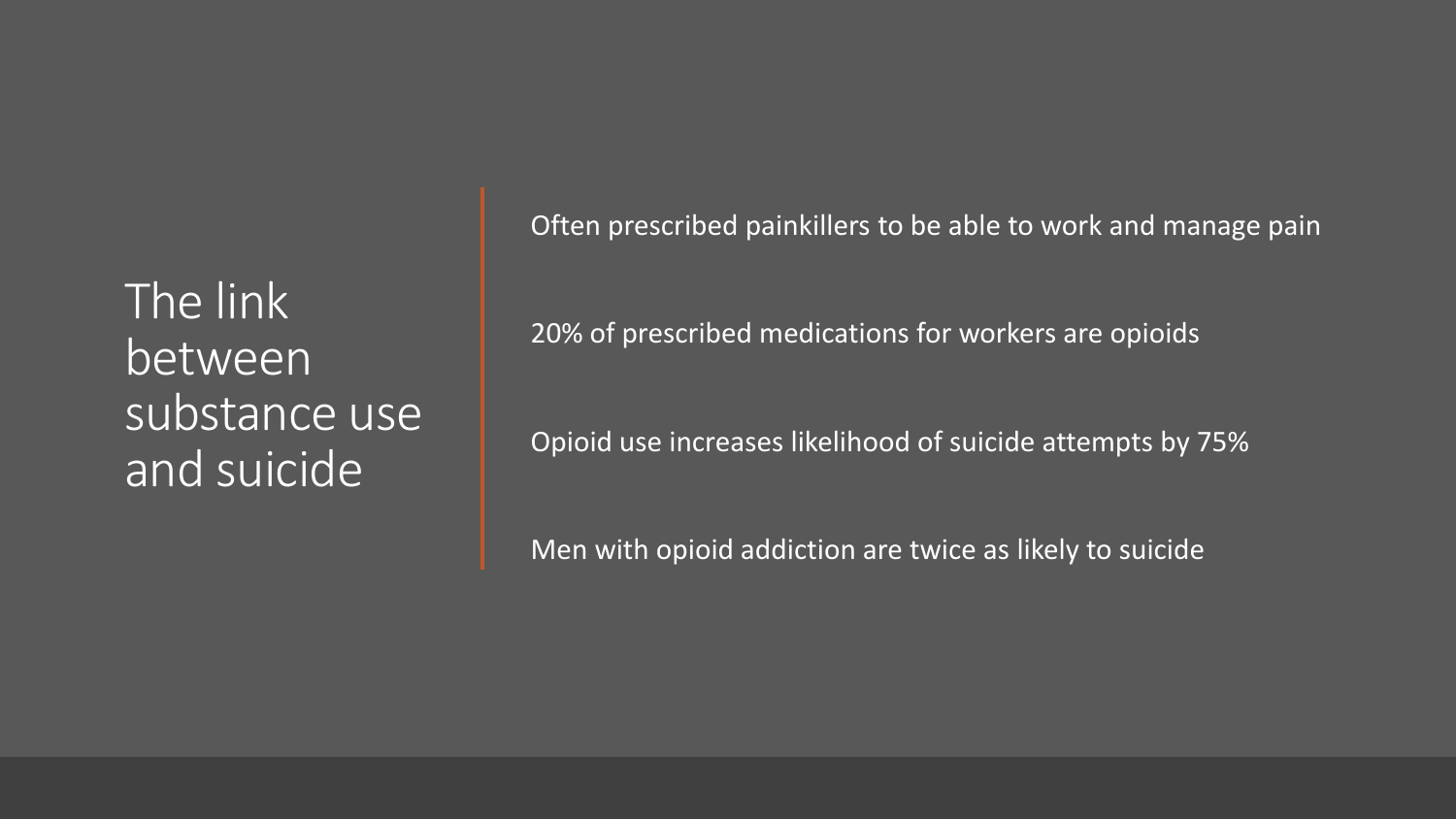# The link between substance use and suicide

Often prescribed painkillers to be able to work and manage pain

20% of prescribed medications for workers are opioids

Opioid use increases likelihood of suicide attempts by 75%

Men with opioid addiction are twice as likely to suicide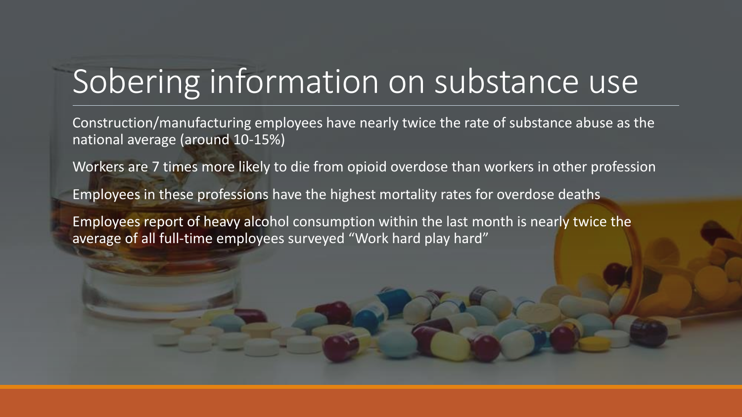# Sobering information on substance use

Construction/manufacturing employees have nearly twice the rate of substance abuse as the national average (around 10-15%)

Workers are 7 times more likely to die from opioid overdose than workers in other profession

Employees in these professions have the highest mortality rates for overdose deaths

Employees report of heavy alcohol consumption within the last month is nearly twice the average of all full-time employees surveyed "Work hard play hard"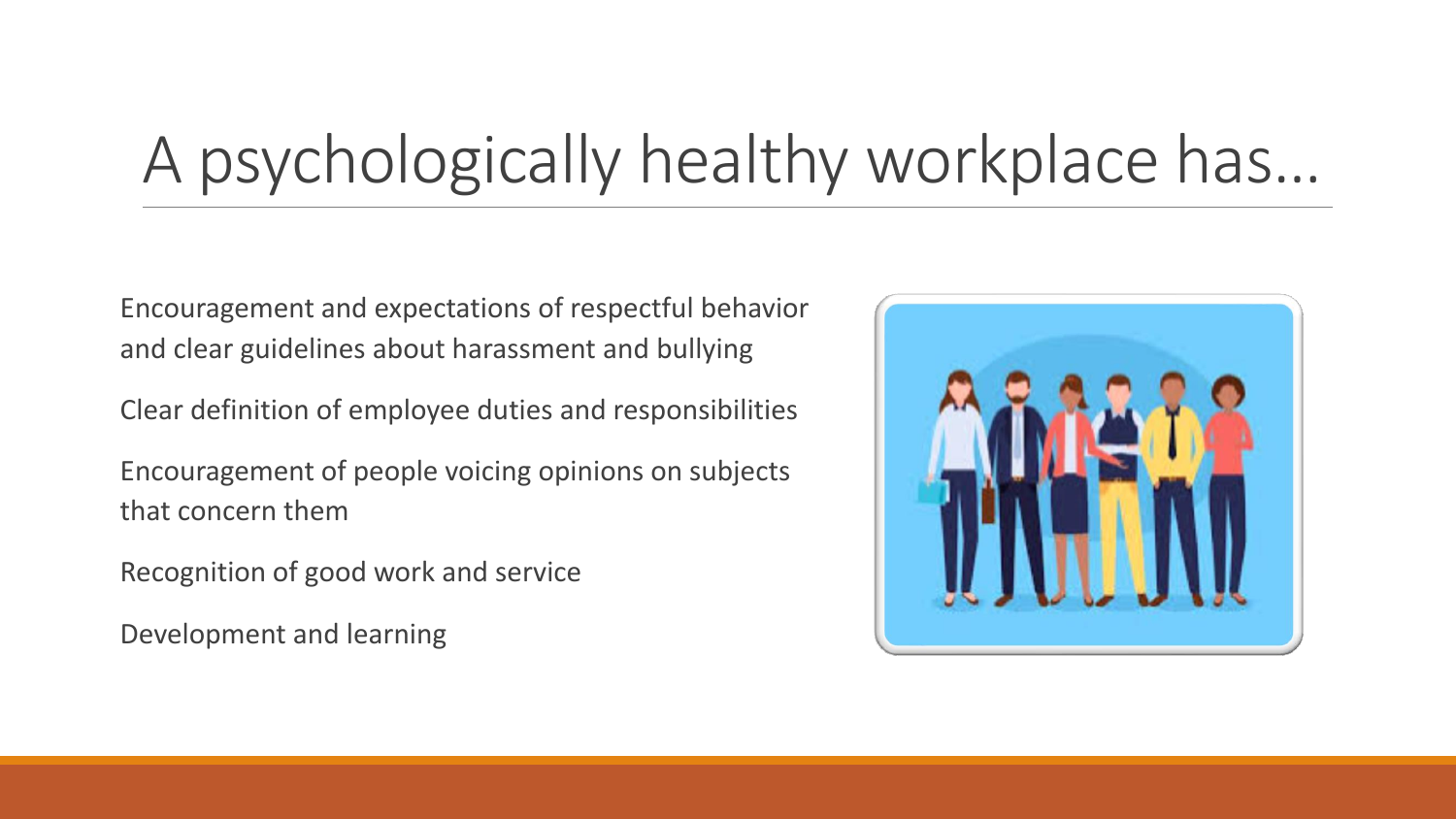# A psychologically healthy workplace has…

Encouragement and expectations of respectful behavior and clear guidelines about harassment and bullying

Clear definition of employee duties and responsibilities

Encouragement of people voicing opinions on subjects that concern them

Recognition of good work and service

Development and learning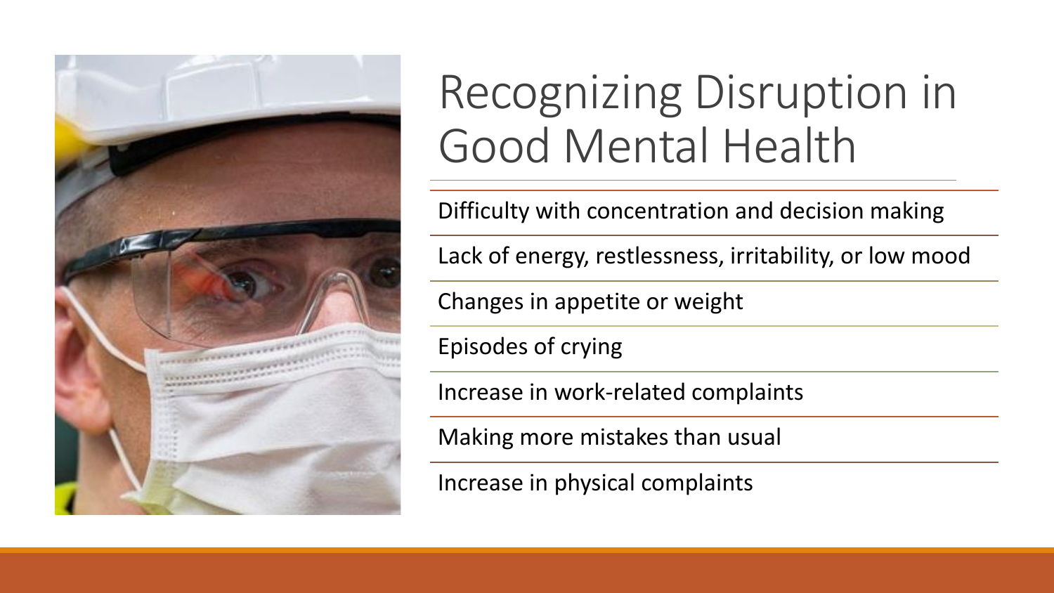# Recognizing Disruption in Good Mental Health

- Difficulty with concentration and decision making
- Lack of energy, restlessness, irritability, or low mood
- Changes in appetite or weight
- Episodes of crying
- Increase in work-related complaints
- Making more mistakes than usual
- Increase in physical complaints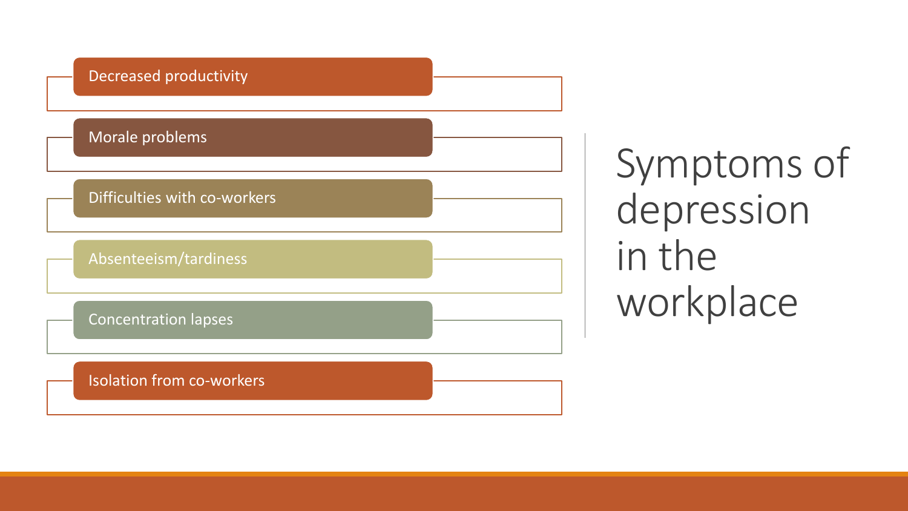# Symptoms of depression in the workplace

- Decreased productivity
- Morale problems
- Difficulties with co-workers
- Absenteeism/tardiness
- Concentration lapses
- Isolation from co-workers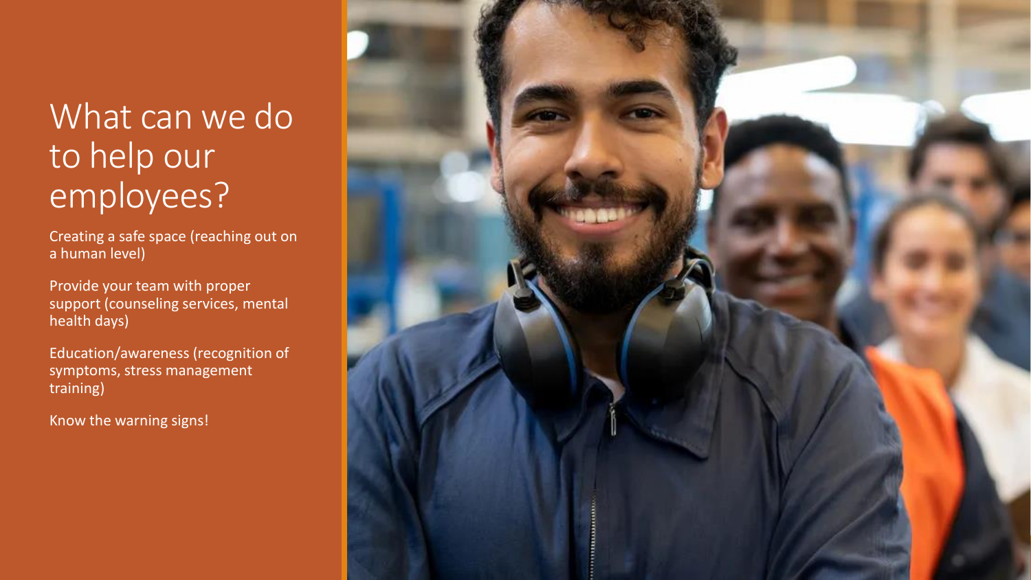# What can we do to help our employees?

Creating a safe space (reaching out on a human level)

Provide your team with proper support (counseling services, mental health days)

Education/awareness (recognition of symptoms, stress management training)

Know the warning signs!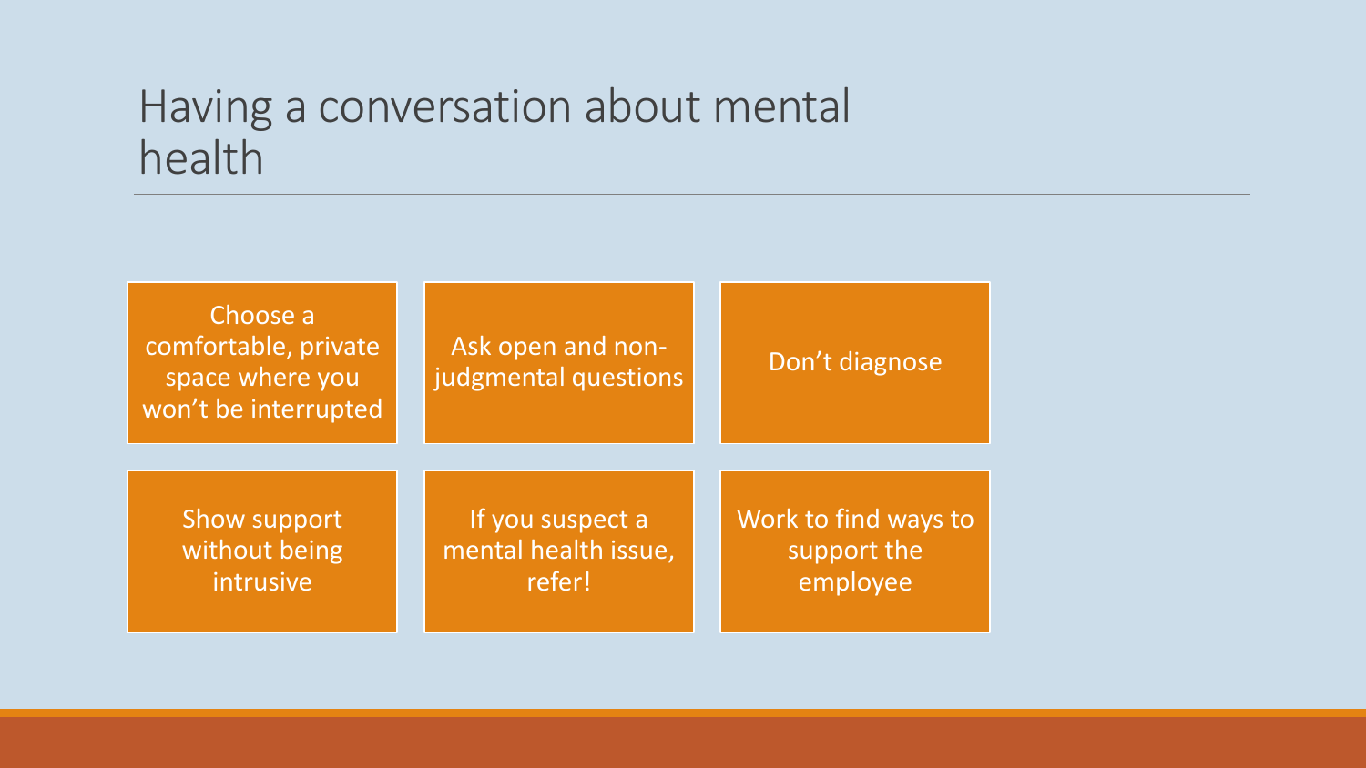# Having a conversation about mental health

- Choose a comfortable, private space where you won't be interrupted
- Ask open and non-judgmental questions
- Don't diagnose
- Show support without being intrusive
- If you suspect a mental health issue, refer!
- Work to find ways to support the employee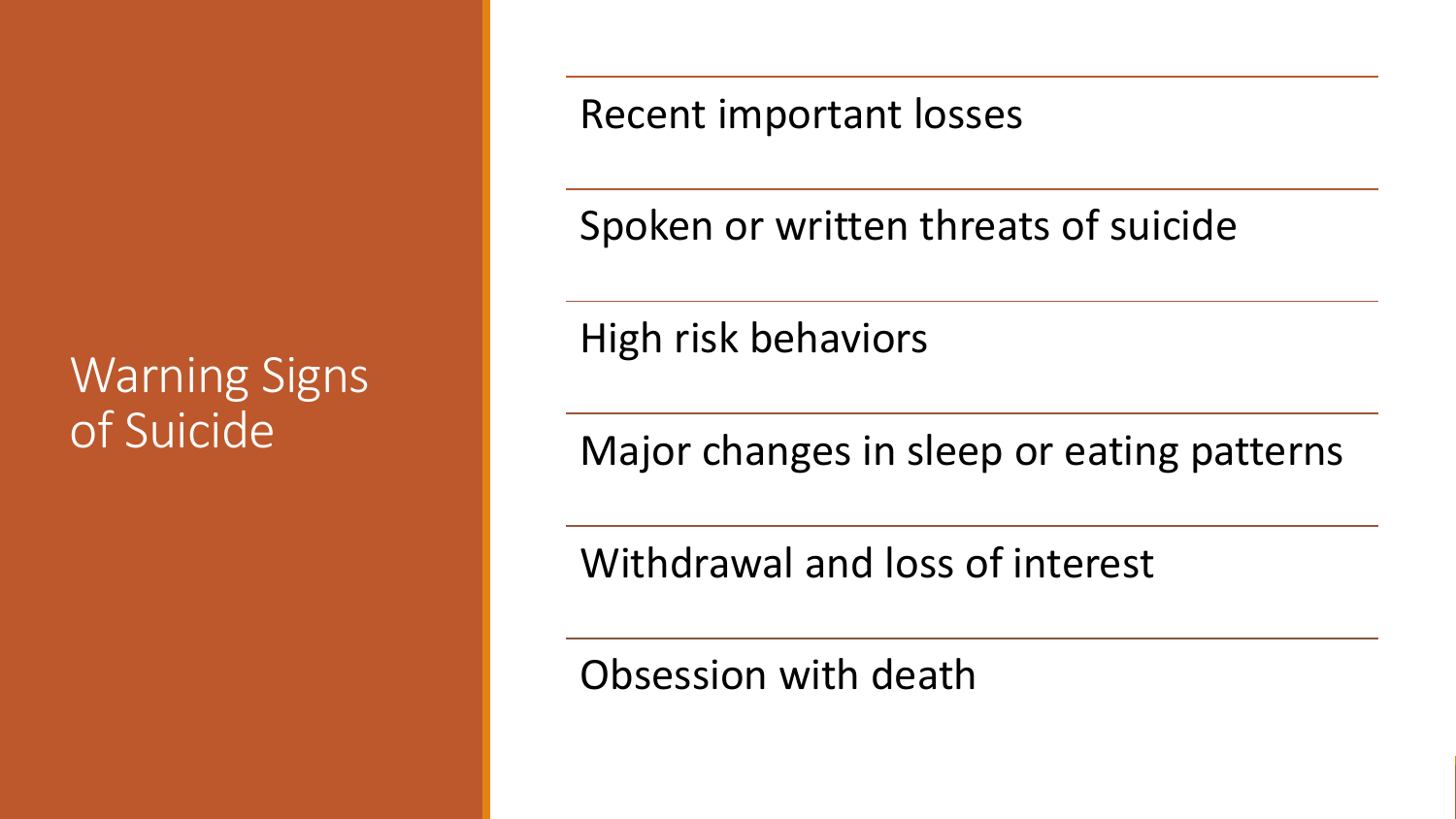# Warning Signs of Suicide

- Recent important losses
- Spoken or written threats of suicide
- High risk behaviors
- Major changes in sleep or eating patterns
- Withdrawal and loss of interest
- Obsession with death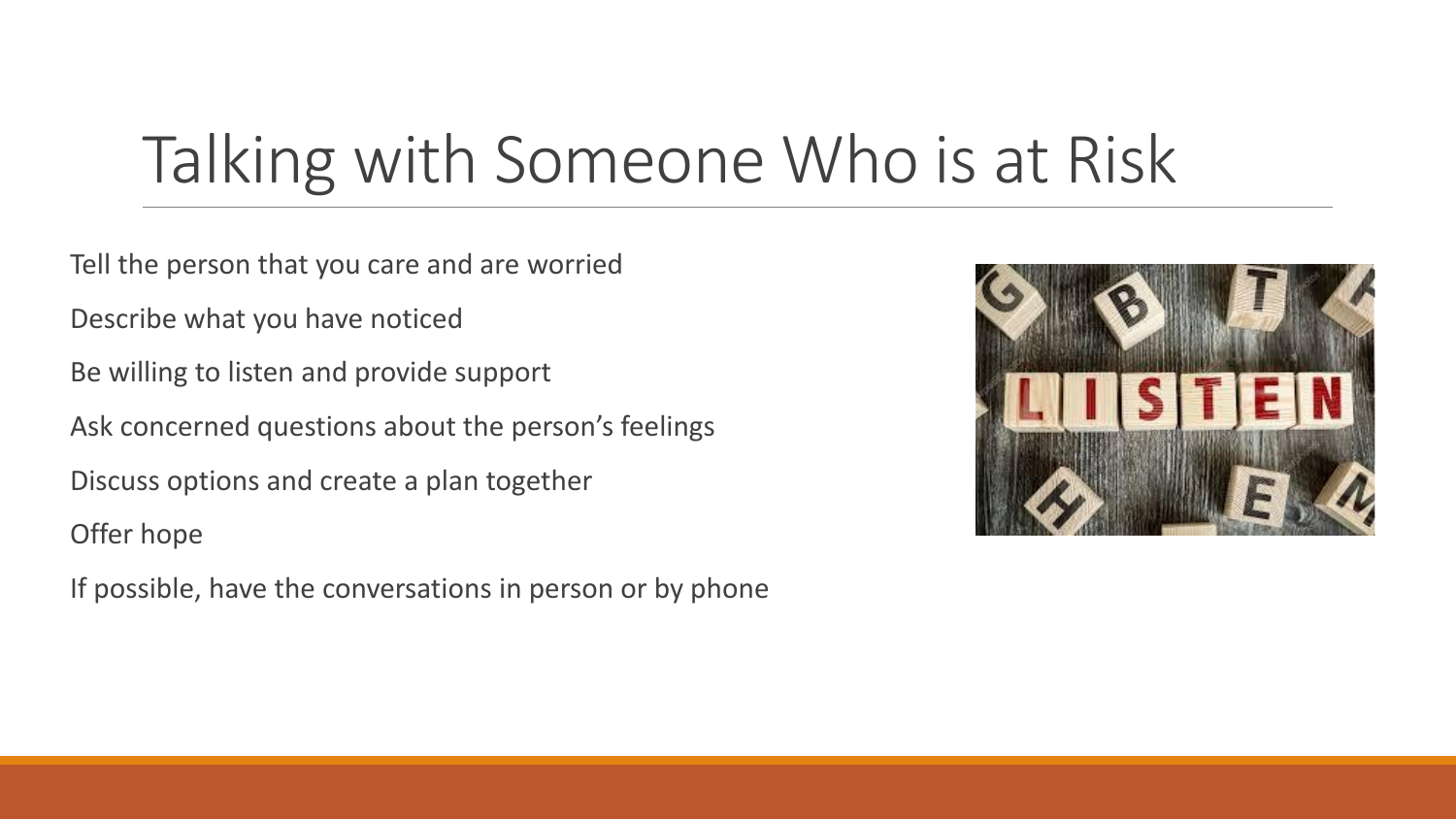# Talking with Someone Who is at Risk

Tell the person that you care and are worried

Describe what you have noticed

Be willing to listen and provide support

Ask concerned questions about the person's feelings

Discuss options and create a plan together

Offer hope

If possible, have the conversations in person or by phone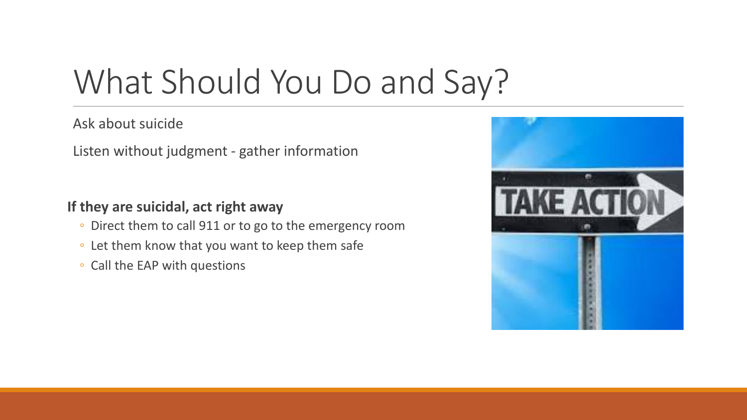# What Should You Do and Say?

Ask about suicide

Listen without judgment - gather information

**If they are suicidal, act right away**

- Direct them to call 911 or to go to the emergency room
- Let them know that you want to keep them safe
- Call the EAP with questions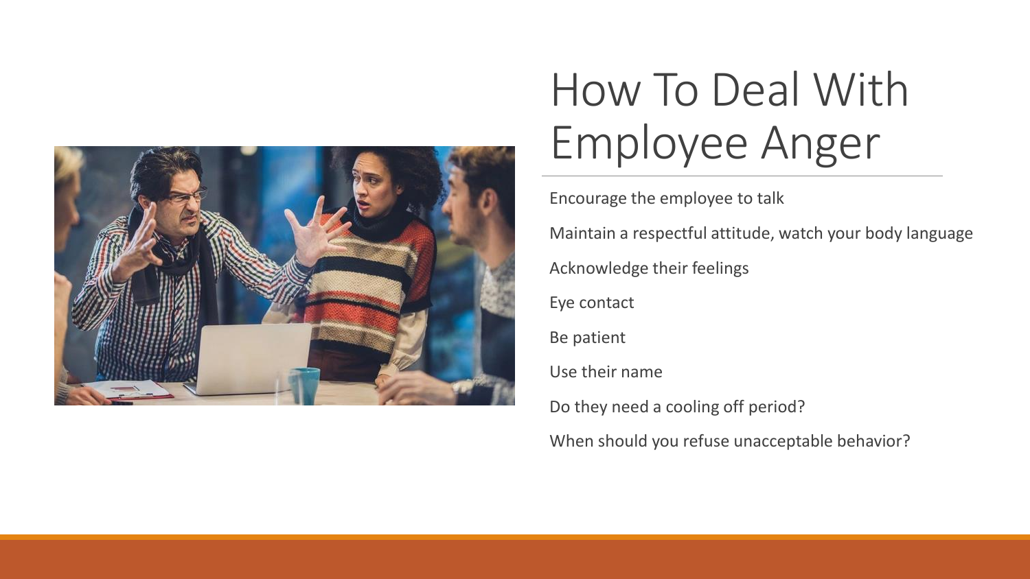# How To Deal With Employee Anger

- Encourage the employee to talk
- Maintain a respectful attitude, watch your body language
- Acknowledge their feelings
- Eye contact
- Be patient
- Use their name
- Do they need a cooling off period?
- When should you refuse unacceptable behavior?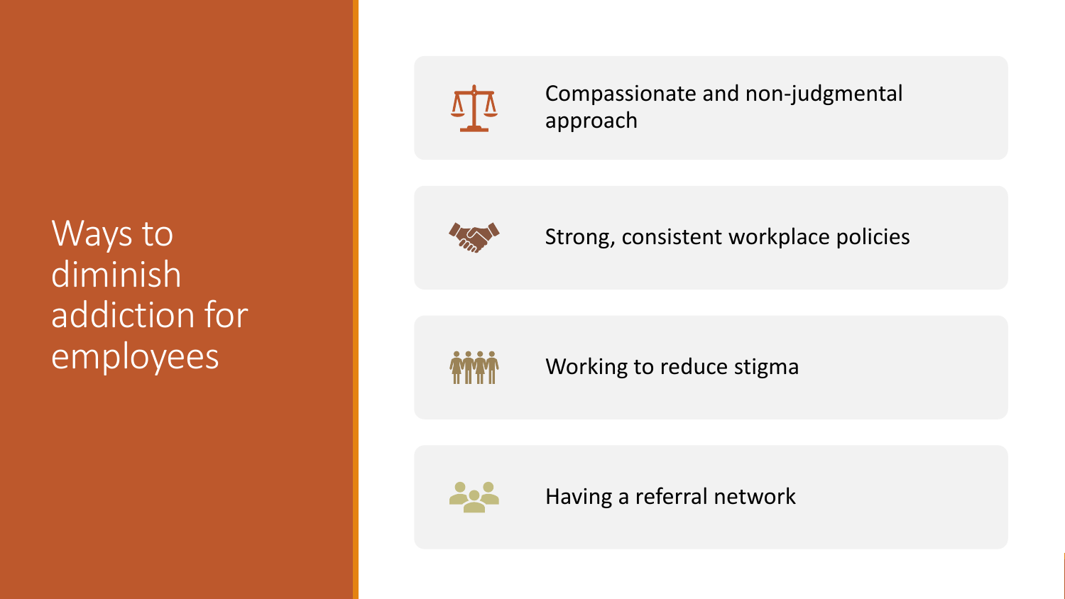# Ways to diminish addiction for employees

- Compassionate and non-judgmental approach
- Strong, consistent workplace policies
- Working to reduce stigma
- Having a referral network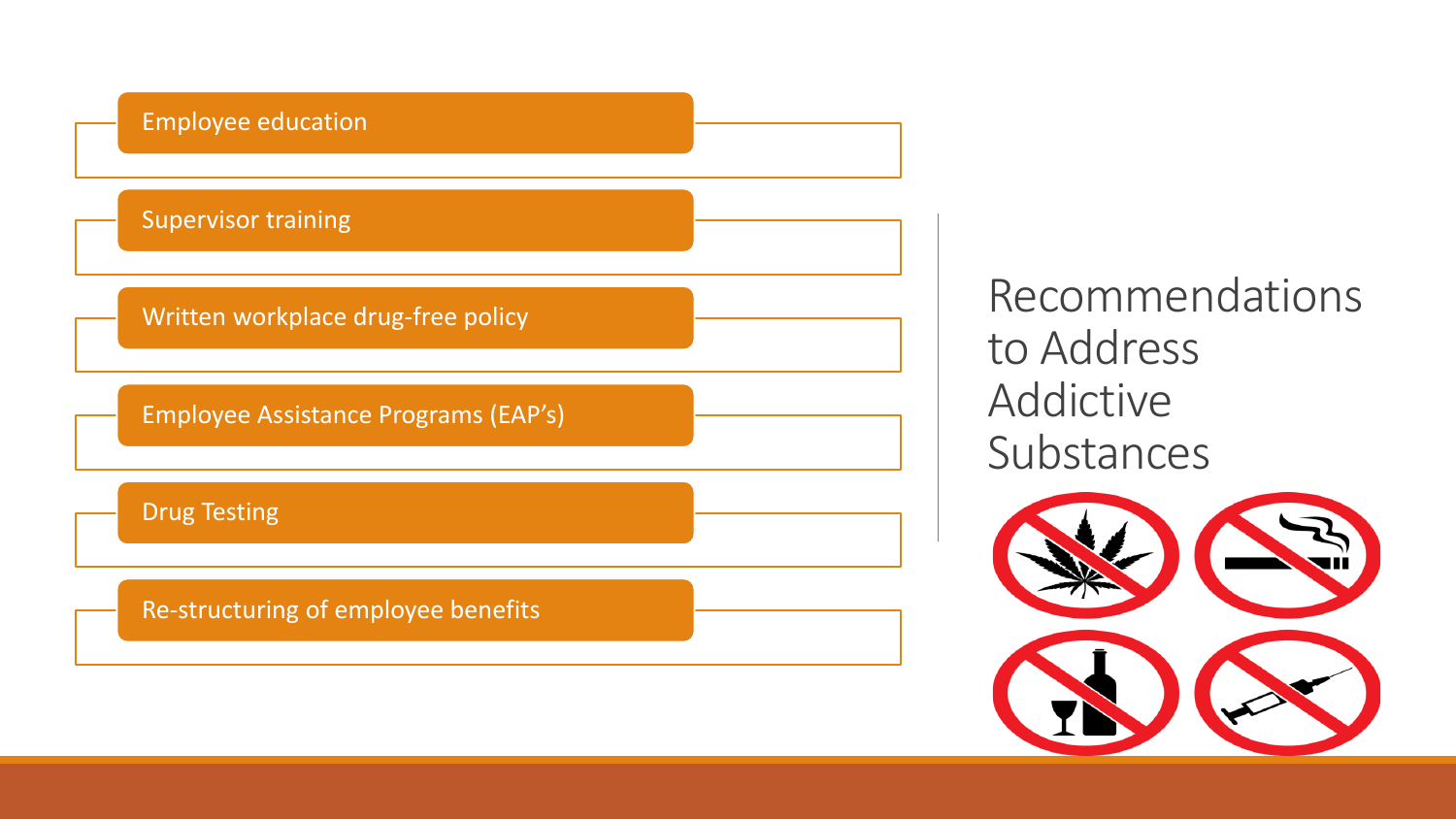# Recommendations to Address Addictive Substances

- Employee education
- Supervisor training
- Written workplace drug-free policy
- Employee Assistance Programs (EAP's)
- Drug Testing
- Re-structuring of employee benefits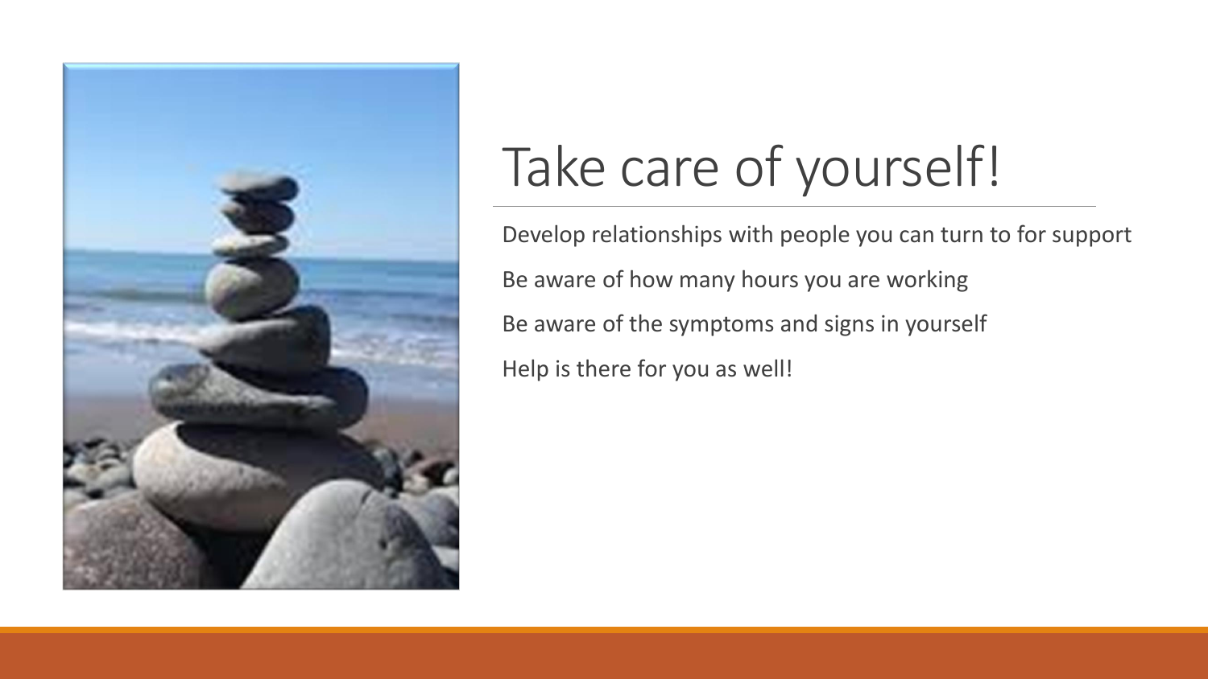# Take care of yourself!

Develop relationships with people you can turn to for support

Be aware of how many hours you are working

Be aware of the symptoms and signs in yourself

Help is there for you as well!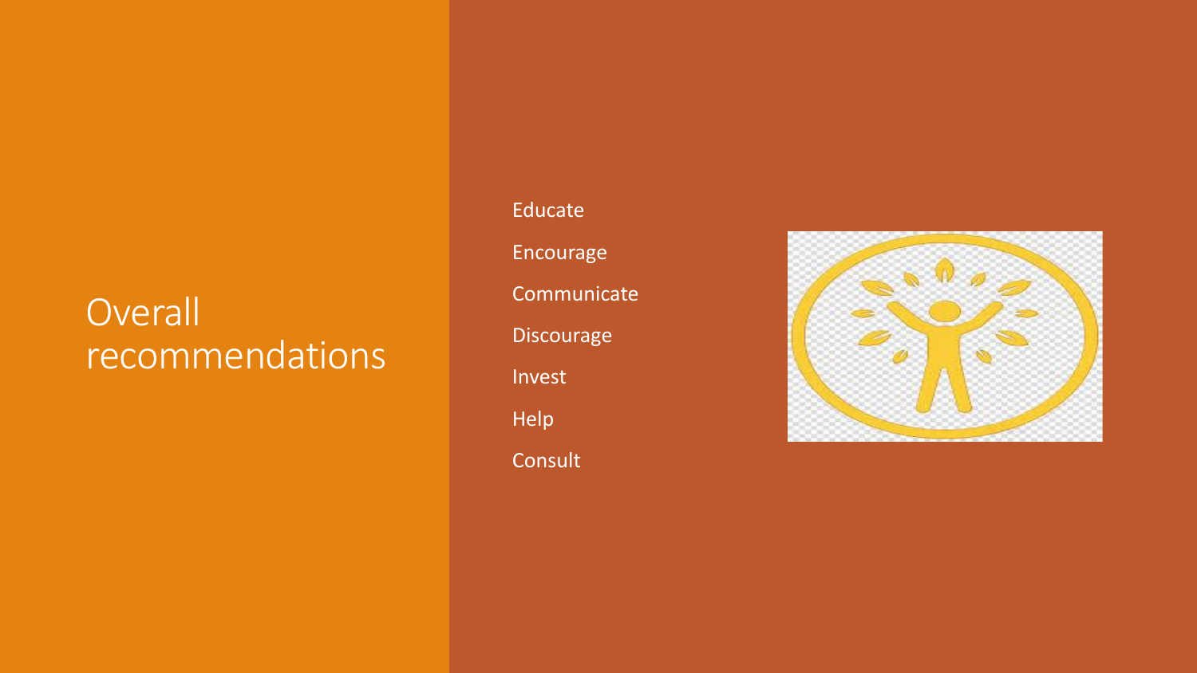# Overall recommendations

- Educate
- Encourage
- Communicate
- Discourage
- Invest
- Help
- Consult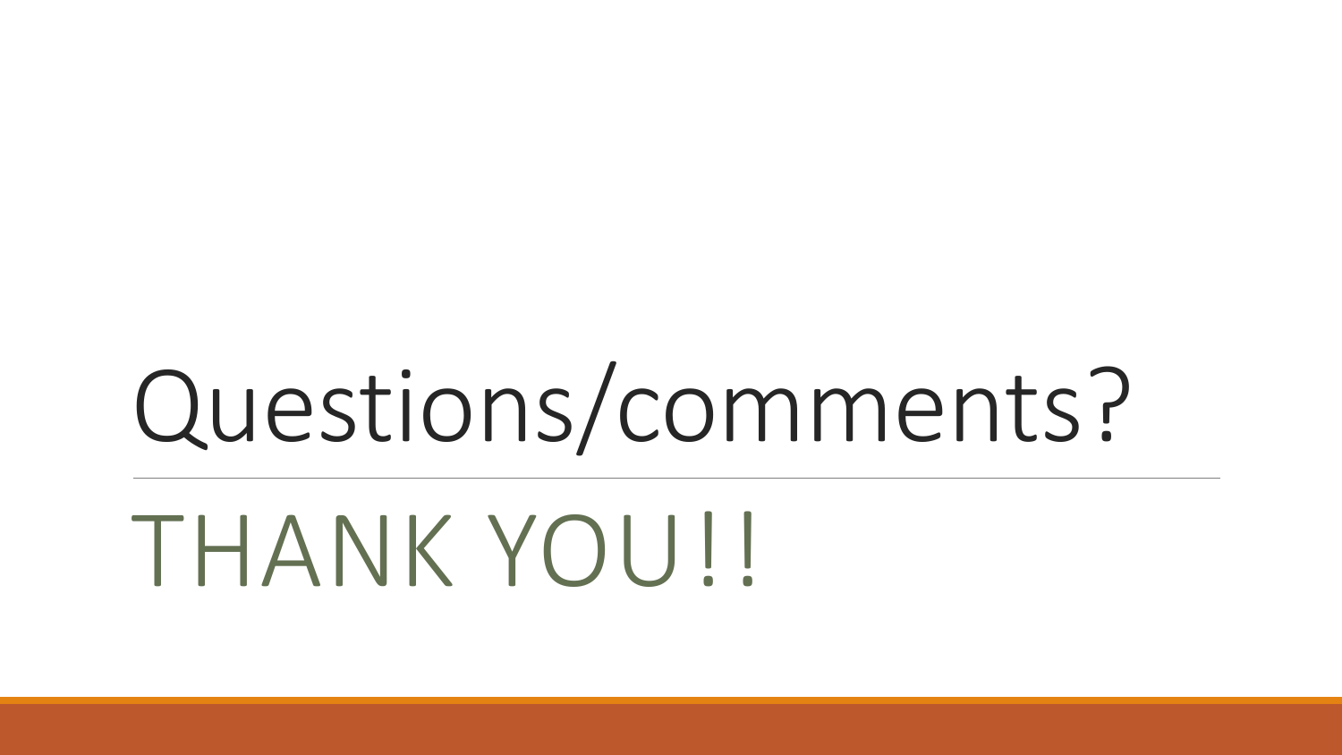# Questions/comments?

THANK YOU!!